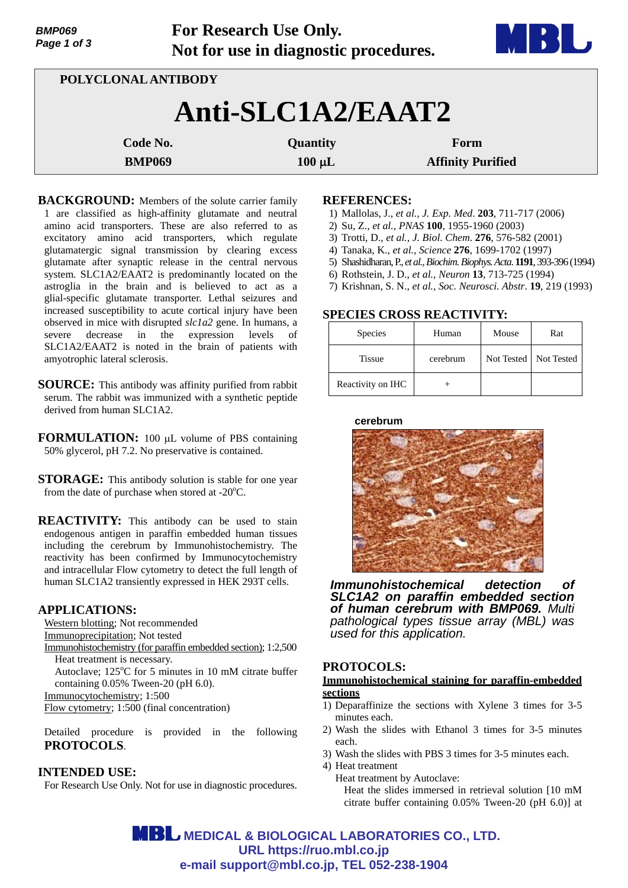For Research Use Only.
Not for use in diagnostic procedures.

**POLYCLONAL ANTIBODY**

# Anti-SLC1A2/EAAT2

| Code No. | Quantity | Form |
|---|---|---|
| BMP069 | 100 µL | Affinity Purified |

**BACKGROUND:** Members of the solute carrier family 1 are classified as high-affinity glutamate and neutral amino acid transporters. These are also referred to as excitatory amino acid transporters, which regulate glutamatergic signal transmission by clearing excess glutamate after synaptic release in the central nervous system. SLC1A2/EAAT2 is predominantly located on the astroglia in the brain and is believed to act as a glial-specific glutamate transporter. Lethal seizures and increased susceptibility to acute cortical injury have been observed in mice with disrupted *slc1a2* gene. In humans, a severe decrease in the expression levels of SLC1A2/EAAT2 is noted in the brain of patients with amyotrophic lateral sclerosis.

**SOURCE:** This antibody was affinity purified from rabbit serum. The rabbit was immunized with a synthetic peptide derived from human SLC1A2.

**FORMULATION:** 100 µL volume of PBS containing 50% glycerol, pH 7.2. No preservative is contained.

**STORAGE:** This antibody solution is stable for one year from the date of purchase when stored at -20°C.

**REACTIVITY:** This antibody can be used to stain endogenous antigen in paraffin embedded human tissues including the cerebrum by Immunohistochemistry. The reactivity has been confirmed by Immunocytochemistry and intracellular Flow cytometry to detect the full length of human SLC1A2 transiently expressed in HEK 293T cells.

**APPLICATIONS:**

Western blotting; Not recommended
Immunoprecipitation; Not tested
Immunohistochemistry (for paraffin embedded section); 1:2,500
  Heat treatment is necessary.
  Autoclave; 125°C for 5 minutes in 10 mM citrate buffer containing 0.05% Tween-20 (pH 6.0).
Immunocytochemistry; 1:500
Flow cytometry; 1:500 (final concentration)

Detailed procedure is provided in the following **PROTOCOLS**.

**INTENDED USE:**

For Research Use Only. Not for use in diagnostic procedures.

**REFERENCES:**

1) Mallolas, J., *et al., J. Exp. Med*. **203**, 711-717 (2006)
2) Su, Z., *et al., PNAS* **100**, 1955-1960 (2003)
3) Trotti, D., *et al., J. Biol. Chem*. **276**, 576-582 (2001)
4) Tanaka, K., *et al., Science* **276**, 1699-1702 (1997)
5) Shashidharan, P., *et al., Biochim. Biophys. Acta*. **1191**, 393-396 (1994)
6) Rothstein, J. D., *et al., Neuron* **13**, 713-725 (1994)
7) Krishnan, S. N., *et al., Soc. Neurosci. Abstr*. **19**, 219 (1993)

**SPECIES CROSS REACTIVITY:**

| Species | Human | Mouse | Rat |
|---|---|---|---|
| Tissue | cerebrum | Not Tested | Not Tested |
| Reactivity on IHC | + | | |

cerebrum

***Immunohistochemical detection of SLC1A2 on paraffin embedded section of human cerebrum with BMP069.*** *Multi pathological types tissue array (MBL) was used for this application.*

**PROTOCOLS:**

**Immunohistochemical staining for paraffin-embedded sections**

1) Deparaffinize the sections with Xylene 3 times for 3-5 minutes each.
2) Wash the slides with Ethanol 3 times for 3-5 minutes each.
3) Wash the slides with PBS 3 times for 3-5 minutes each.
4) Heat treatment
   Heat treatment by Autoclave:
   Heat the slides immersed in retrieval solution [10 mM citrate buffer containing 0.05% Tween-20 (pH 6.0)] at

MEDICAL & BIOLOGICAL LABORATORIES CO., LTD.
URL https://ruo.mbl.co.jp
e-mail support@mbl.co.jp, TEL 052-238-1904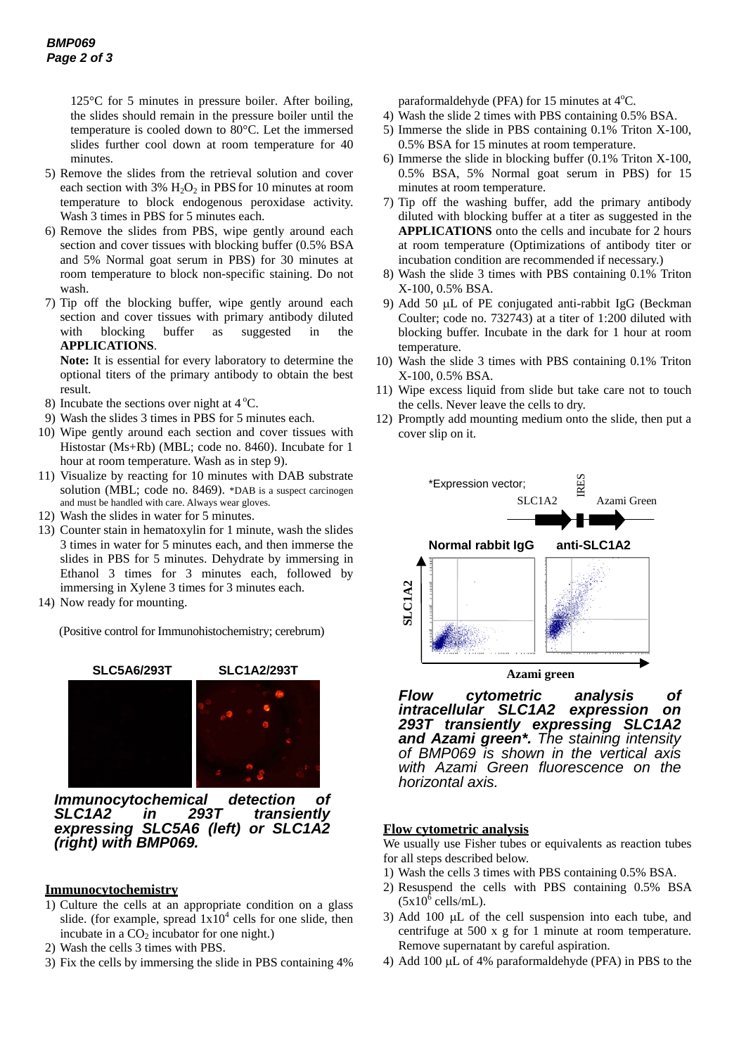125°C for 5 minutes in pressure boiler. After boiling, the slides should remain in the pressure boiler until the temperature is cooled down to 80°C. Let the immersed slides further cool down at room temperature for 40 minutes.

5) Remove the slides from the retrieval solution and cover each section with 3% $H_2O_2$ in PBS for 10 minutes at room temperature to block endogenous peroxidase activity. Wash 3 times in PBS for 5 minutes each.
6) Remove the slides from PBS, wipe gently around each section and cover tissues with blocking buffer (0.5% BSA and 5% Normal goat serum in PBS) for 30 minutes at room temperature to block non-specific staining. Do not wash.
7) Tip off the blocking buffer, wipe gently around each section and cover tissues with primary antibody diluted with blocking buffer as suggested in the **APPLICATIONS**.

   **Note:** It is essential for every laboratory to determine the optional titers of the primary antibody to obtain the best result.
8) Incubate the sections over night at 4 °C.
9) Wash the slides 3 times in PBS for 5 minutes each.
10) Wipe gently around each section and cover tissues with Histostar (Ms+Rb) (MBL; code no. 8460). Incubate for 1 hour at room temperature. Wash as in step 9).
11) Visualize by reacting for 10 minutes with DAB substrate solution (MBL; code no. 8469). *DAB is a suspect carcinogen and must be handled with care. Always wear gloves.
12) Wash the slides in water for 5 minutes.
13) Counter stain in hematoxylin for 1 minute, wash the slides 3 times in water for 5 minutes each, and then immerse the slides in PBS for 5 minutes. Dehydrate by immersing in Ethanol 3 times for 3 minutes each, followed by immersing in Xylene 3 times for 3 minutes each.
14) Now ready for mounting.

(Positive control for Immunohistochemistry; cerebrum)

SLC5A6/293T SLC1A2/293T

***Immunocytochemical detection of SLC1A2 in 293T transiently expressing SLC5A6 (left) or SLC1A2 (right) with BMP069.***

## Immunocytochemistry

1) Culture the cells at an appropriate condition on a glass slide. (for example, spread $1x10^4$ cells for one slide, then incubate in a $CO_2$ incubator for one night.)
2) Wash the cells 3 times with PBS.
3) Fix the cells by immersing the slide in PBS containing 4% paraformaldehyde (PFA) for 15 minutes at 4°C.
4) Wash the slide 2 times with PBS containing 0.5% BSA.
5) Immerse the slide in PBS containing 0.1% Triton X-100, 0.5% BSA for 15 minutes at room temperature.
6) Immerse the slide in blocking buffer (0.1% Triton X-100, 0.5% BSA, 5% Normal goat serum in PBS) for 15 minutes at room temperature.
7) Tip off the washing buffer, add the primary antibody diluted with blocking buffer at a titer as suggested in the **APPLICATIONS** onto the cells and incubate for 2 hours at room temperature (Optimizations of antibody titer or incubation condition are recommended if necessary.)
8) Wash the slide 3 times with PBS containing 0.1% Triton X-100, 0.5% BSA.
9) Add 50 µL of PE conjugated anti-rabbit IgG (Beckman Coulter; code no. 732743) at a titer of 1:200 diluted with blocking buffer. Incubate in the dark for 1 hour at room temperature.
10) Wash the slide 3 times with PBS containing 0.1% Triton X-100, 0.5% BSA.
11) Wipe excess liquid from slide but take care not to touch the cells. Never leave the cells to dry.
12) Promptly add mounting medium onto the slide, then put a cover slip on it.

*Expression vector; SLC1A2 – IRES – Azami Green

Normal rabbit IgG anti-SLC1A2

SLC1A2 / Azami green

***Flow cytometric analysis of intracellular SLC1A2 expression on 293T transiently expressing SLC1A2 and Azami green\*.*** *The staining intensity of BMP069 is shown in the vertical axis with Azami Green fluorescence on the horizontal axis.*

## Flow cytometric analysis

We usually use Fisher tubes or equivalents as reaction tubes for all steps described below.

1) Wash the cells 3 times with PBS containing 0.5% BSA.
2) Resuspend the cells with PBS containing 0.5% BSA ($5x10^6$ cells/mL).
3) Add 100 µL of the cell suspension into each tube, and centrifuge at 500 x g for 1 minute at room temperature. Remove supernatant by careful aspiration.
4) Add 100 µL of 4% paraformaldehyde (PFA) in PBS to the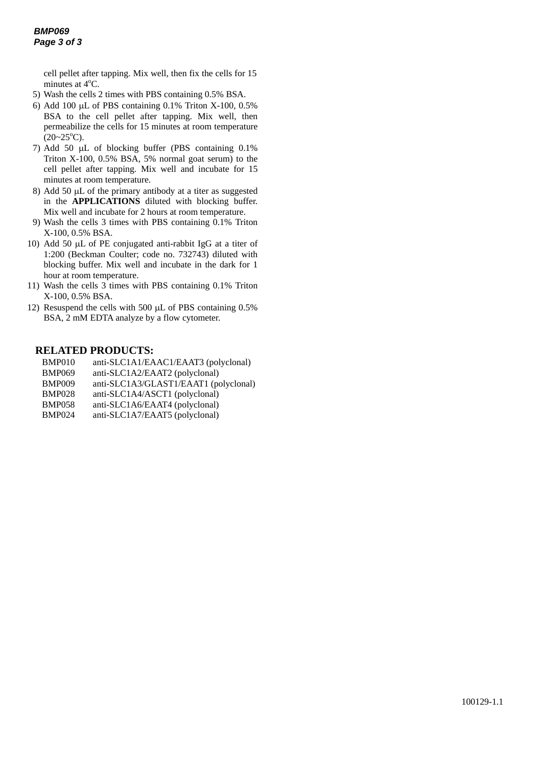cell pellet after tapping. Mix well, then fix the cells for 15 minutes at 4°C.

5) Wash the cells 2 times with PBS containing 0.5% BSA.
6) Add 100 μL of PBS containing 0.1% Triton X-100, 0.5% BSA to the cell pellet after tapping. Mix well, then permeabilize the cells for 15 minutes at room temperature (20~25°C).
7) Add 50 μL of blocking buffer (PBS containing 0.1% Triton X-100, 0.5% BSA, 5% normal goat serum) to the cell pellet after tapping. Mix well and incubate for 15 minutes at room temperature.
8) Add 50 μL of the primary antibody at a titer as suggested in the **APPLICATIONS** diluted with blocking buffer. Mix well and incubate for 2 hours at room temperature.
9) Wash the cells 3 times with PBS containing 0.1% Triton X-100, 0.5% BSA.
10) Add 50 μL of PE conjugated anti-rabbit IgG at a titer of 1:200 (Beckman Coulter; code no. 732743) diluted with blocking buffer. Mix well and incubate in the dark for 1 hour at room temperature.
11) Wash the cells 3 times with PBS containing 0.1% Triton X-100, 0.5% BSA.
12) Resuspend the cells with 500 μL of PBS containing 0.5% BSA, 2 mM EDTA analyze by a flow cytometer.

## RELATED PRODUCTS:

| | |
|---|---|
| BMP010 | anti-SLC1A1/EAAC1/EAAT3 (polyclonal) |
| BMP069 | anti-SLC1A2/EAAT2 (polyclonal) |
| BMP009 | anti-SLC1A3/GLAST1/EAAT1 (polyclonal) |
| BMP028 | anti-SLC1A4/ASCT1 (polyclonal) |
| BMP058 | anti-SLC1A6/EAAT4 (polyclonal) |
| BMP024 | anti-SLC1A7/EAAT5 (polyclonal) |

100129-1.1